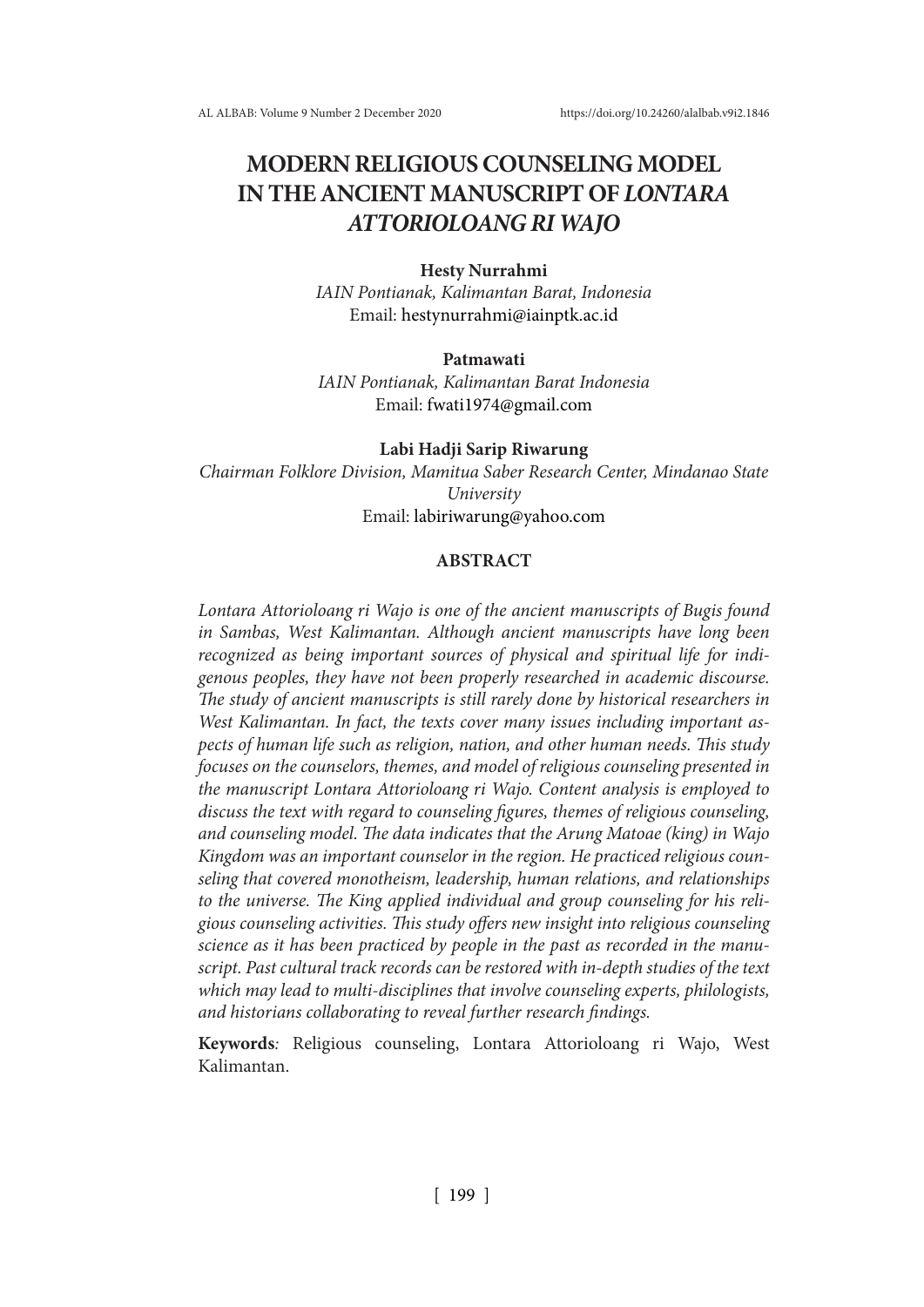# MODERN RELIGIOUS COUNSELING MODEL IN THE ANCIENT MANUSCRIPT OF *LONTARA ATTORIOLOANG RI WAJO*

**Hesty Nurrahmi**
*IAIN Pontianak, Kalimantan Barat, Indonesia*
Email: hestynurrahmi@iainptk.ac.id

**Patmawati**
*IAIN Pontianak, Kalimantan Barat Indonesia*
Email: fwati1974@gmail.com

**Labi Hadji Sarip Riwarung**
*Chairman Folklore Division, Mamitua Saber Research Center, Mindanao State University*
Email: labiriwarung@yahoo.com

## ABSTRACT

*Lontara Attorioloang ri Wajo is one of the ancient manuscripts of Bugis found in Sambas, West Kalimantan. Although ancient manuscripts have long been recognized as being important sources of physical and spiritual life for indigenous peoples, they have not been properly researched in academic discourse. The study of ancient manuscripts is still rarely done by historical researchers in West Kalimantan. In fact, the texts cover many issues including important aspects of human life such as religion, nation, and other human needs. This study focuses on the counselors, themes, and model of religious counseling presented in the manuscript Lontara Attorioloang ri Wajo. Content analysis is employed to discuss the text with regard to counseling figures, themes of religious counseling, and counseling model. The data indicates that the Arung Matoae (king) in Wajo Kingdom was an important counselor in the region. He practiced religious counseling that covered monotheism, leadership, human relations, and relationships to the universe. The King applied individual and group counseling for his religious counseling activities. This study offers new insight into religious counseling science as it has been practiced by people in the past as recorded in the manuscript. Past cultural track records can be restored with in-depth studies of the text which may lead to multi-disciplines that involve counseling experts, philologists, and historians collaborating to reveal further research findings.*

**Keywords***:* Religious counseling, Lontara Attorioloang ri Wajo, West Kalimantan.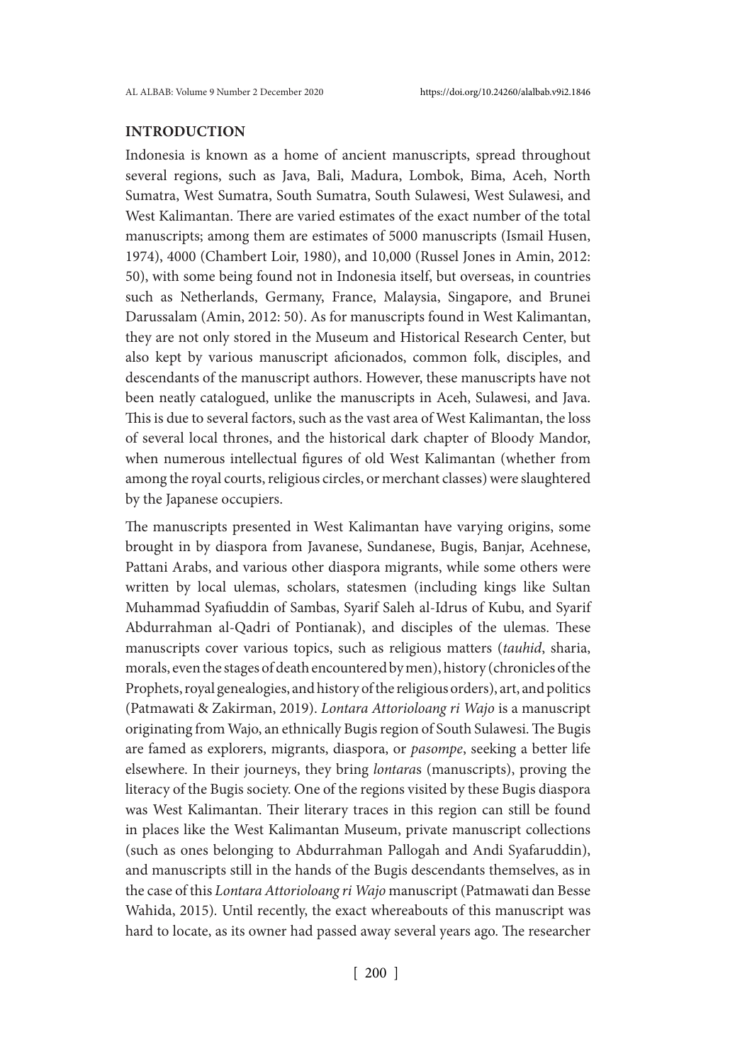## INTRODUCTION

Indonesia is known as a home of ancient manuscripts, spread throughout several regions, such as Java, Bali, Madura, Lombok, Bima, Aceh, North Sumatra, West Sumatra, South Sumatra, South Sulawesi, West Sulawesi, and West Kalimantan. There are varied estimates of the exact number of the total manuscripts; among them are estimates of 5000 manuscripts (Ismail Husen, 1974), 4000 (Chambert Loir, 1980), and 10,000 (Russel Jones in Amin, 2012: 50), with some being found not in Indonesia itself, but overseas, in countries such as Netherlands, Germany, France, Malaysia, Singapore, and Brunei Darussalam (Amin, 2012: 50). As for manuscripts found in West Kalimantan, they are not only stored in the Museum and Historical Research Center, but also kept by various manuscript aficionados, common folk, disciples, and descendants of the manuscript authors. However, these manuscripts have not been neatly catalogued, unlike the manuscripts in Aceh, Sulawesi, and Java. This is due to several factors, such as the vast area of West Kalimantan, the loss of several local thrones, and the historical dark chapter of Bloody Mandor, when numerous intellectual figures of old West Kalimantan (whether from among the royal courts, religious circles, or merchant classes) were slaughtered by the Japanese occupiers.

The manuscripts presented in West Kalimantan have varying origins, some brought in by diaspora from Javanese, Sundanese, Bugis, Banjar, Acehnese, Pattani Arabs, and various other diaspora migrants, while some others were written by local ulemas, scholars, statesmen (including kings like Sultan Muhammad Syafiuddin of Sambas, Syarif Saleh al-Idrus of Kubu, and Syarif Abdurrahman al-Qadri of Pontianak), and disciples of the ulemas. These manuscripts cover various topics, such as religious matters (*tauhid*, sharia, morals, even the stages of death encountered by men), history (chronicles of the Prophets, royal genealogies, and history of the religious orders), art, and politics (Patmawati & Zakirman, 2019). *Lontara Attorioloang ri Wajo* is a manuscript originating from Wajo, an ethnically Bugis region of South Sulawesi. The Bugis are famed as explorers, migrants, diaspora, or *pasompe*, seeking a better life elsewhere. In their journeys, they bring *lontara*s (manuscripts), proving the literacy of the Bugis society. One of the regions visited by these Bugis diaspora was West Kalimantan. Their literary traces in this region can still be found in places like the West Kalimantan Museum, private manuscript collections (such as ones belonging to Abdurrahman Pallogah and Andi Syafaruddin), and manuscripts still in the hands of the Bugis descendants themselves, as in the case of this *Lontara Attorioloang ri Wajo* manuscript (Patmawati dan Besse Wahida, 2015). Until recently, the exact whereabouts of this manuscript was hard to locate, as its owner had passed away several years ago. The researcher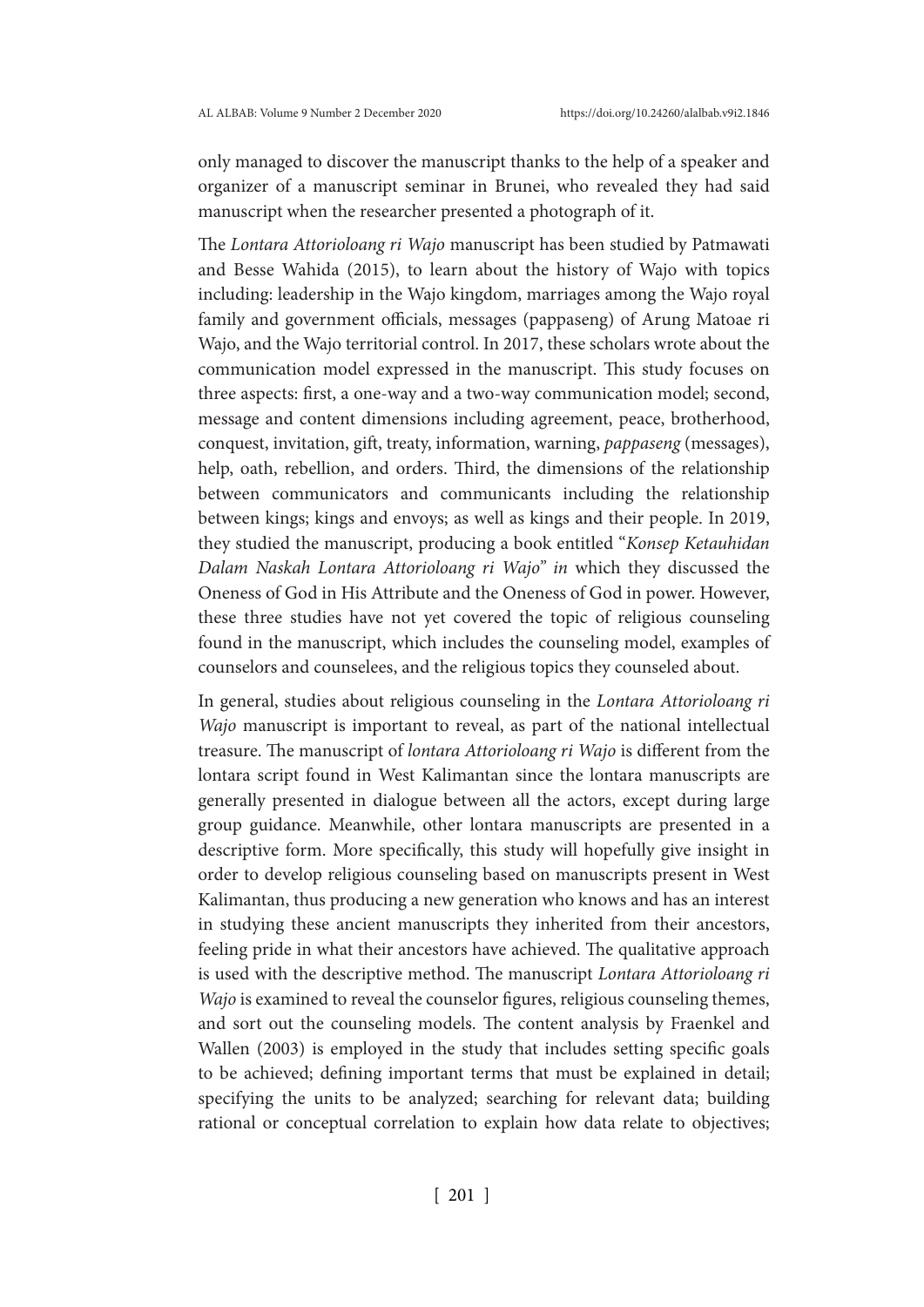only managed to discover the manuscript thanks to the help of a speaker and organizer of a manuscript seminar in Brunei, who revealed they had said manuscript when the researcher presented a photograph of it.

The *Lontara Attorioloang ri Wajo* manuscript has been studied by Patmawati and Besse Wahida (2015), to learn about the history of Wajo with topics including: leadership in the Wajo kingdom, marriages among the Wajo royal family and government officials, messages (pappaseng) of Arung Matoae ri Wajo, and the Wajo territorial control. In 2017, these scholars wrote about the communication model expressed in the manuscript. This study focuses on three aspects: first, a one-way and a two-way communication model; second, message and content dimensions including agreement, peace, brotherhood, conquest, invitation, gift, treaty, information, warning, *pappaseng* (messages), help, oath, rebellion, and orders. Third, the dimensions of the relationship between communicators and communicants including the relationship between kings; kings and envoys; as well as kings and their people. In 2019, they studied the manuscript, producing a book entitled "*Konsep Ketauhidan Dalam Naskah Lontara Attorioloang ri Wajo*" *in* which they discussed the Oneness of God in His Attribute and the Oneness of God in power. However, these three studies have not yet covered the topic of religious counseling found in the manuscript, which includes the counseling model, examples of counselors and counselees, and the religious topics they counseled about.

In general, studies about religious counseling in the *Lontara Attorioloang ri Wajo* manuscript is important to reveal, as part of the national intellectual treasure. The manuscript of *lontara Attorioloang ri Wajo* is different from the lontara script found in West Kalimantan since the lontara manuscripts are generally presented in dialogue between all the actors, except during large group guidance. Meanwhile, other lontara manuscripts are presented in a descriptive form. More specifically, this study will hopefully give insight in order to develop religious counseling based on manuscripts present in West Kalimantan, thus producing a new generation who knows and has an interest in studying these ancient manuscripts they inherited from their ancestors, feeling pride in what their ancestors have achieved. The qualitative approach is used with the descriptive method. The manuscript *Lontara Attorioloang ri Wajo* is examined to reveal the counselor figures, religious counseling themes, and sort out the counseling models. The content analysis by Fraenkel and Wallen (2003) is employed in the study that includes setting specific goals to be achieved; defining important terms that must be explained in detail; specifying the units to be analyzed; searching for relevant data; building rational or conceptual correlation to explain how data relate to objectives;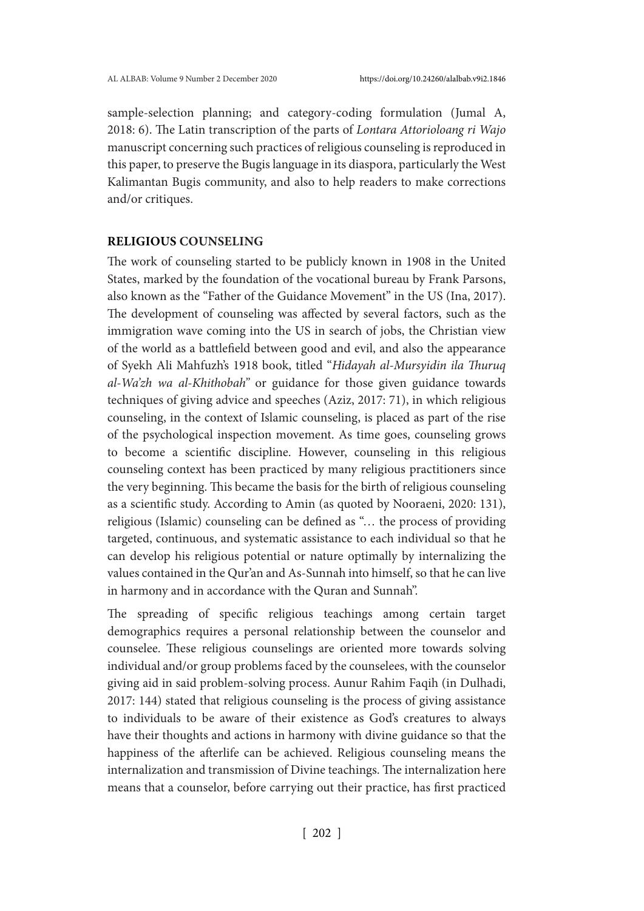sample-selection planning; and category-coding formulation (Jumal A, 2018: 6). The Latin transcription of the parts of *Lontara Attorioloang ri Wajo* manuscript concerning such practices of religious counseling is reproduced in this paper, to preserve the Bugis language in its diaspora, particularly the West Kalimantan Bugis community, and also to help readers to make corrections and/or critiques.

## RELIGIOUS COUNSELING

The work of counseling started to be publicly known in 1908 in the United States, marked by the foundation of the vocational bureau by Frank Parsons, also known as the "Father of the Guidance Movement" in the US (Ina, 2017). The development of counseling was affected by several factors, such as the immigration wave coming into the US in search of jobs, the Christian view of the world as a battlefield between good and evil, and also the appearance of Syekh Ali Mahfuzh's 1918 book, titled "*Hidayah al-Mursyidin ila Thuruq al-Wa'zh wa al-Khithobah*" or guidance for those given guidance towards techniques of giving advice and speeches (Aziz, 2017: 71), in which religious counseling, in the context of Islamic counseling, is placed as part of the rise of the psychological inspection movement. As time goes, counseling grows to become a scientific discipline. However, counseling in this religious counseling context has been practiced by many religious practitioners since the very beginning. This became the basis for the birth of religious counseling as a scientific study. According to Amin (as quoted by Nooraeni, 2020: 131), religious (Islamic) counseling can be defined as "… the process of providing targeted, continuous, and systematic assistance to each individual so that he can develop his religious potential or nature optimally by internalizing the values contained in the Qur'an and As-Sunnah into himself, so that he can live in harmony and in accordance with the Quran and Sunnah".

The spreading of specific religious teachings among certain target demographics requires a personal relationship between the counselor and counselee. These religious counselings are oriented more towards solving individual and/or group problems faced by the counselees, with the counselor giving aid in said problem-solving process. Aunur Rahim Faqih (in Dulhadi, 2017: 144) stated that religious counseling is the process of giving assistance to individuals to be aware of their existence as God's creatures to always have their thoughts and actions in harmony with divine guidance so that the happiness of the afterlife can be achieved. Religious counseling means the internalization and transmission of Divine teachings. The internalization here means that a counselor, before carrying out their practice, has first practiced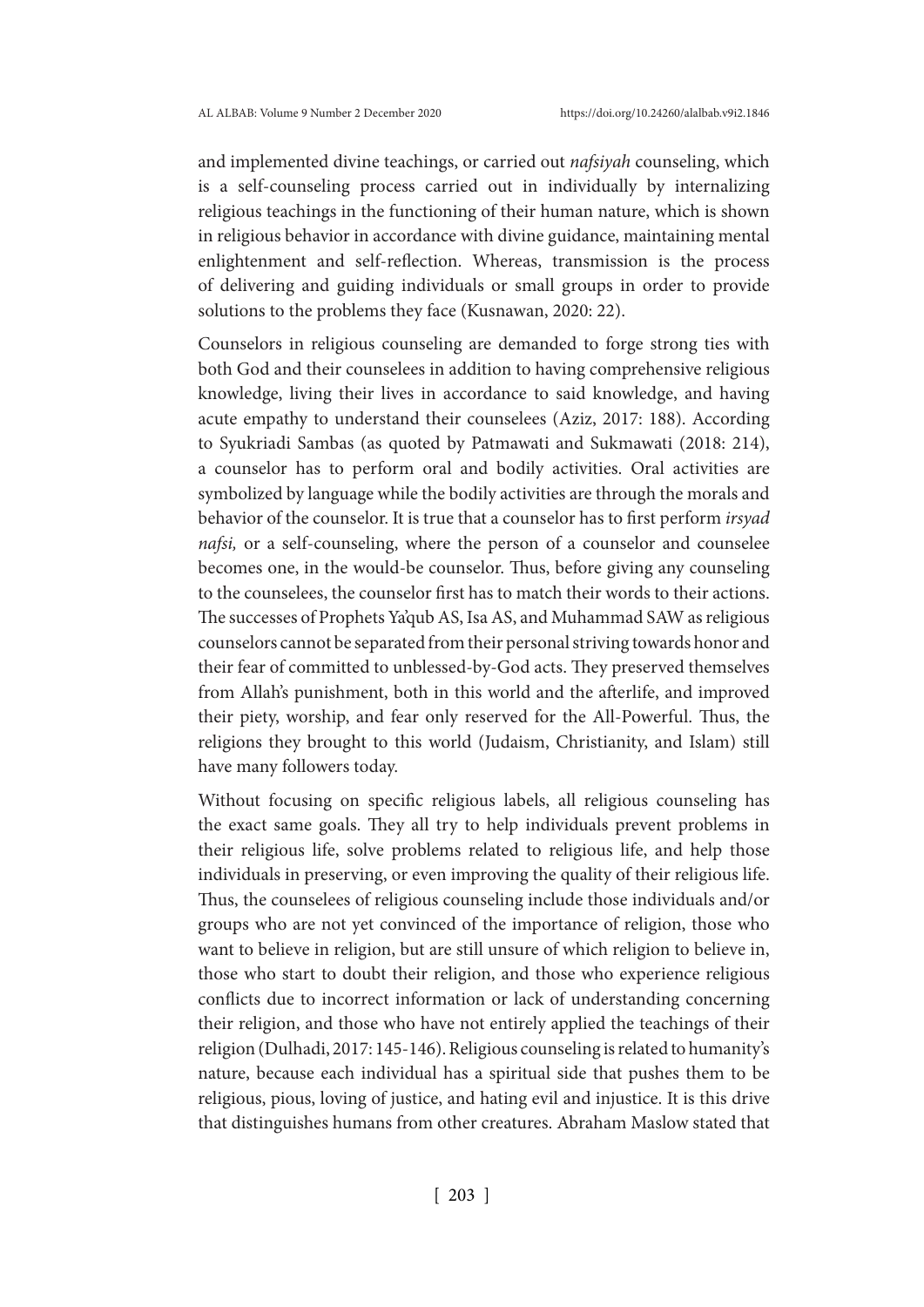and implemented divine teachings, or carried out *nafsiyah* counseling, which is a self-counseling process carried out in individually by internalizing religious teachings in the functioning of their human nature, which is shown in religious behavior in accordance with divine guidance, maintaining mental enlightenment and self-reflection. Whereas, transmission is the process of delivering and guiding individuals or small groups in order to provide solutions to the problems they face (Kusnawan, 2020: 22).

Counselors in religious counseling are demanded to forge strong ties with both God and their counselees in addition to having comprehensive religious knowledge, living their lives in accordance to said knowledge, and having acute empathy to understand their counselees (Aziz, 2017: 188). According to Syukriadi Sambas (as quoted by Patmawati and Sukmawati (2018: 214), a counselor has to perform oral and bodily activities. Oral activities are symbolized by language while the bodily activities are through the morals and behavior of the counselor. It is true that a counselor has to first perform *irsyad nafsi,* or a self-counseling, where the person of a counselor and counselee becomes one, in the would-be counselor. Thus, before giving any counseling to the counselees, the counselor first has to match their words to their actions. The successes of Prophets Ya'qub AS, Isa AS, and Muhammad SAW as religious counselors cannot be separated from their personal striving towards honor and their fear of committed to unblessed-by-God acts. They preserved themselves from Allah's punishment, both in this world and the afterlife, and improved their piety, worship, and fear only reserved for the All-Powerful. Thus, the religions they brought to this world (Judaism, Christianity, and Islam) still have many followers today.

Without focusing on specific religious labels, all religious counseling has the exact same goals. They all try to help individuals prevent problems in their religious life, solve problems related to religious life, and help those individuals in preserving, or even improving the quality of their religious life. Thus, the counselees of religious counseling include those individuals and/or groups who are not yet convinced of the importance of religion, those who want to believe in religion, but are still unsure of which religion to believe in, those who start to doubt their religion, and those who experience religious conflicts due to incorrect information or lack of understanding concerning their religion, and those who have not entirely applied the teachings of their religion (Dulhadi, 2017: 145-146). Religious counseling is related to humanity's nature, because each individual has a spiritual side that pushes them to be religious, pious, loving of justice, and hating evil and injustice. It is this drive that distinguishes humans from other creatures. Abraham Maslow stated that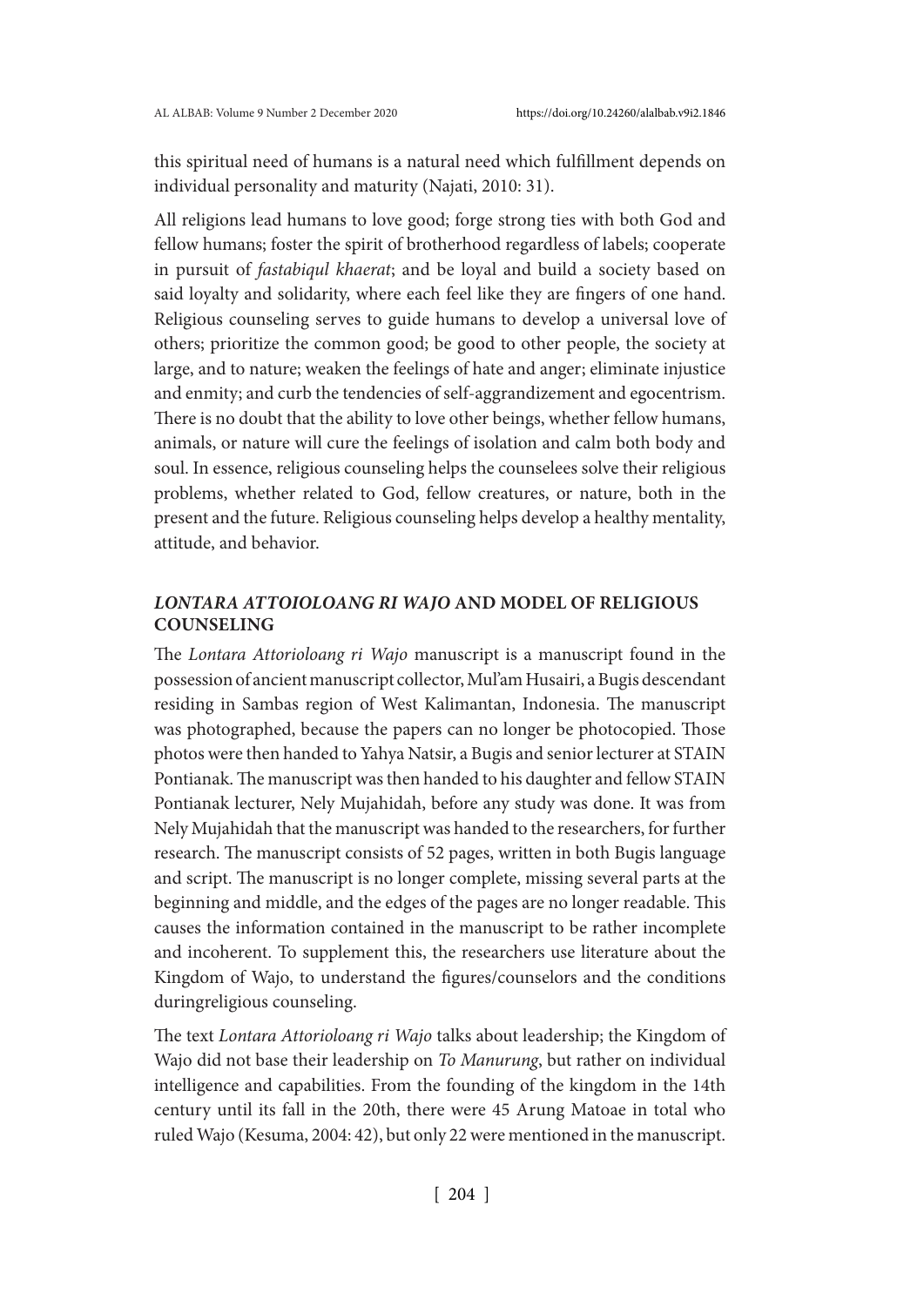this spiritual need of humans is a natural need which fulfillment depends on individual personality and maturity (Najati, 2010: 31).

All religions lead humans to love good; forge strong ties with both God and fellow humans; foster the spirit of brotherhood regardless of labels; cooperate in pursuit of *fastabiqul khaerat*; and be loyal and build a society based on said loyalty and solidarity, where each feel like they are fingers of one hand. Religious counseling serves to guide humans to develop a universal love of others; prioritize the common good; be good to other people, the society at large, and to nature; weaken the feelings of hate and anger; eliminate injustice and enmity; and curb the tendencies of self-aggrandizement and egocentrism. There is no doubt that the ability to love other beings, whether fellow humans, animals, or nature will cure the feelings of isolation and calm both body and soul. In essence, religious counseling helps the counselees solve their religious problems, whether related to God, fellow creatures, or nature, both in the present and the future. Religious counseling helps develop a healthy mentality, attitude, and behavior.

## *LONTARA ATTOIOLOANG RI WAJO* AND MODEL OF RELIGIOUS COUNSELING

The *Lontara Attorioloang ri Wajo* manuscript is a manuscript found in the possession of ancient manuscript collector, Mul'am Husairi, a Bugis descendant residing in Sambas region of West Kalimantan, Indonesia. The manuscript was photographed, because the papers can no longer be photocopied. Those photos were then handed to Yahya Natsir, a Bugis and senior lecturer at STAIN Pontianak. The manuscript was then handed to his daughter and fellow STAIN Pontianak lecturer, Nely Mujahidah, before any study was done. It was from Nely Mujahidah that the manuscript was handed to the researchers, for further research. The manuscript consists of 52 pages, written in both Bugis language and script. The manuscript is no longer complete, missing several parts at the beginning and middle, and the edges of the pages are no longer readable. This causes the information contained in the manuscript to be rather incomplete and incoherent. To supplement this, the researchers use literature about the Kingdom of Wajo, to understand the figures/counselors and the conditions duringreligious counseling.

The text *Lontara Attorioloang ri Wajo* talks about leadership; the Kingdom of Wajo did not base their leadership on *To Manurung*, but rather on individual intelligence and capabilities. From the founding of the kingdom in the 14th century until its fall in the 20th, there were 45 Arung Matoae in total who ruled Wajo (Kesuma, 2004: 42), but only 22 were mentioned in the manuscript.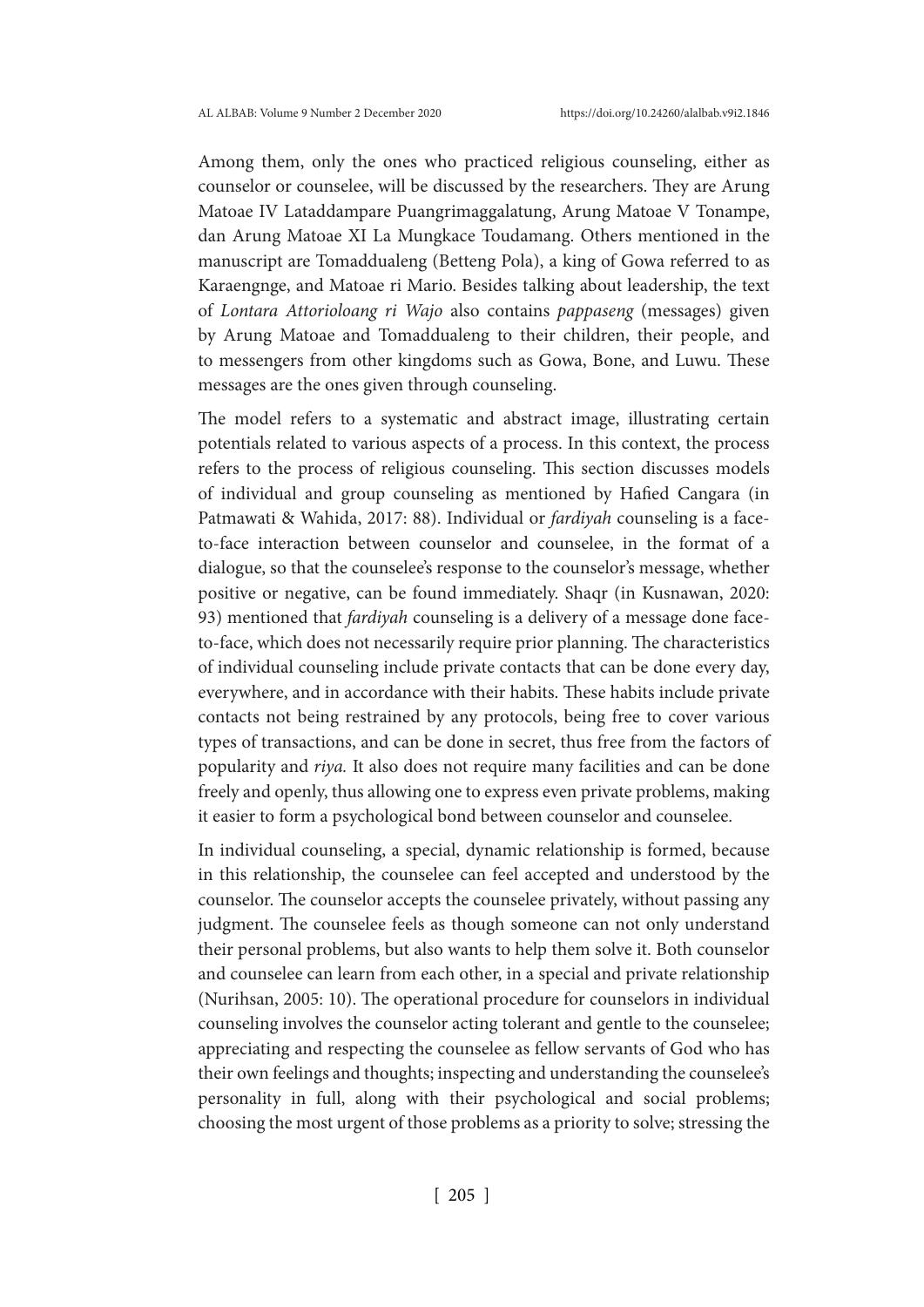Among them, only the ones who practiced religious counseling, either as counselor or counselee, will be discussed by the researchers. They are Arung Matoae IV Lataddampare Puangrimaggalatung, Arung Matoae V Tonampe, dan Arung Matoae XI La Mungkace Toudamang. Others mentioned in the manuscript are Tomaddualeng (Betteng Pola), a king of Gowa referred to as Karaengnge, and Matoae ri Mario. Besides talking about leadership, the text of *Lontara Attorioloang ri Wajo* also contains *pappaseng* (messages) given by Arung Matoae and Tomaddualeng to their children, their people, and to messengers from other kingdoms such as Gowa, Bone, and Luwu. These messages are the ones given through counseling.

The model refers to a systematic and abstract image, illustrating certain potentials related to various aspects of a process. In this context, the process refers to the process of religious counseling. This section discusses models of individual and group counseling as mentioned by Hafied Cangara (in Patmawati & Wahida, 2017: 88). Individual or *fardiyah* counseling is a face-to-face interaction between counselor and counselee, in the format of a dialogue, so that the counselee's response to the counselor's message, whether positive or negative, can be found immediately. Shaqr (in Kusnawan, 2020: 93) mentioned that *fardiyah* counseling is a delivery of a message done face-to-face, which does not necessarily require prior planning. The characteristics of individual counseling include private contacts that can be done every day, everywhere, and in accordance with their habits. These habits include private contacts not being restrained by any protocols, being free to cover various types of transactions, and can be done in secret, thus free from the factors of popularity and *riya.* It also does not require many facilities and can be done freely and openly, thus allowing one to express even private problems, making it easier to form a psychological bond between counselor and counselee.

In individual counseling, a special, dynamic relationship is formed, because in this relationship, the counselee can feel accepted and understood by the counselor. The counselor accepts the counselee privately, without passing any judgment. The counselee feels as though someone can not only understand their personal problems, but also wants to help them solve it. Both counselor and counselee can learn from each other, in a special and private relationship (Nurihsan, 2005: 10). The operational procedure for counselors in individual counseling involves the counselor acting tolerant and gentle to the counselee; appreciating and respecting the counselee as fellow servants of God who has their own feelings and thoughts; inspecting and understanding the counselee's personality in full, along with their psychological and social problems; choosing the most urgent of those problems as a priority to solve; stressing the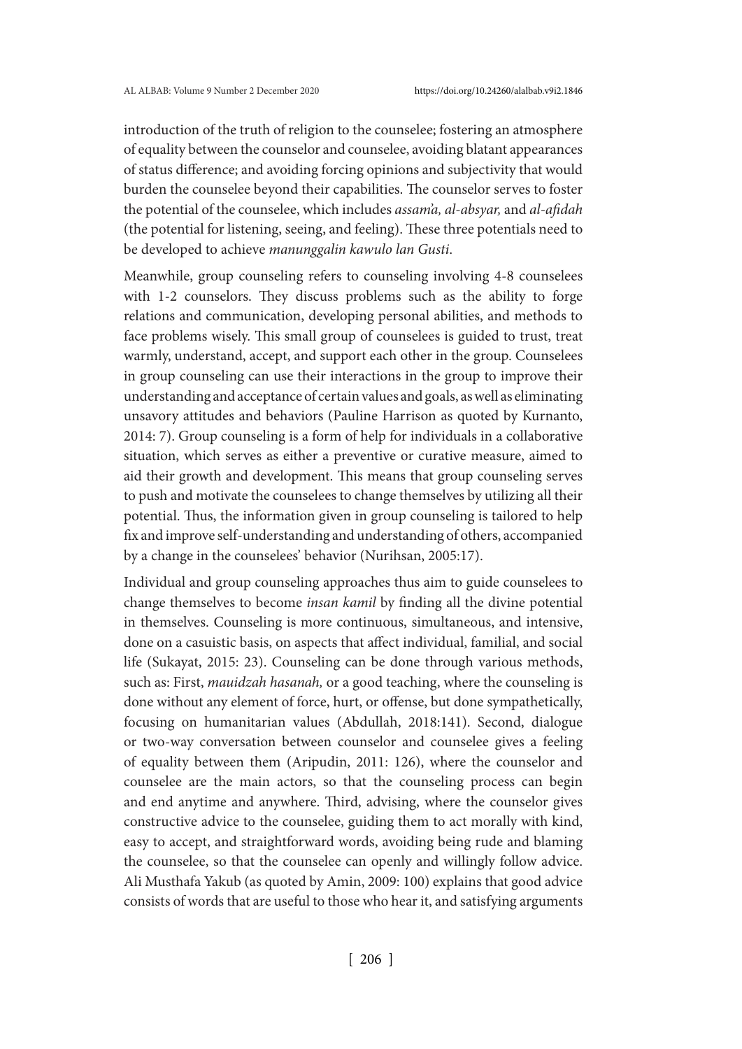introduction of the truth of religion to the counselee; fostering an atmosphere of equality between the counselor and counselee, avoiding blatant appearances of status difference; and avoiding forcing opinions and subjectivity that would burden the counselee beyond their capabilities. The counselor serves to foster the potential of the counselee, which includes *assam'a, al-absyar,* and *al-afidah* (the potential for listening, seeing, and feeling). These three potentials need to be developed to achieve *manunggalin kawulo lan Gusti*.

Meanwhile, group counseling refers to counseling involving 4-8 counselees with 1-2 counselors. They discuss problems such as the ability to forge relations and communication, developing personal abilities, and methods to face problems wisely. This small group of counselees is guided to trust, treat warmly, understand, accept, and support each other in the group. Counselees in group counseling can use their interactions in the group to improve their understanding and acceptance of certain values and goals, as well as eliminating unsavory attitudes and behaviors (Pauline Harrison as quoted by Kurnanto, 2014: 7). Group counseling is a form of help for individuals in a collaborative situation, which serves as either a preventive or curative measure, aimed to aid their growth and development. This means that group counseling serves to push and motivate the counselees to change themselves by utilizing all their potential. Thus, the information given in group counseling is tailored to help fix and improve self-understanding and understanding of others, accompanied by a change in the counselees' behavior (Nurihsan, 2005:17).

Individual and group counseling approaches thus aim to guide counselees to change themselves to become *insan kamil* by finding all the divine potential in themselves. Counseling is more continuous, simultaneous, and intensive, done on a casuistic basis, on aspects that affect individual, familial, and social life (Sukayat, 2015: 23). Counseling can be done through various methods, such as: First, *mauidzah hasanah,* or a good teaching, where the counseling is done without any element of force, hurt, or offense, but done sympathetically, focusing on humanitarian values (Abdullah, 2018:141). Second, dialogue or two-way conversation between counselor and counselee gives a feeling of equality between them (Aripudin, 2011: 126), where the counselor and counselee are the main actors, so that the counseling process can begin and end anytime and anywhere. Third, advising, where the counselor gives constructive advice to the counselee, guiding them to act morally with kind, easy to accept, and straightforward words, avoiding being rude and blaming the counselee, so that the counselee can openly and willingly follow advice. Ali Musthafa Yakub (as quoted by Amin, 2009: 100) explains that good advice consists of words that are useful to those who hear it, and satisfying arguments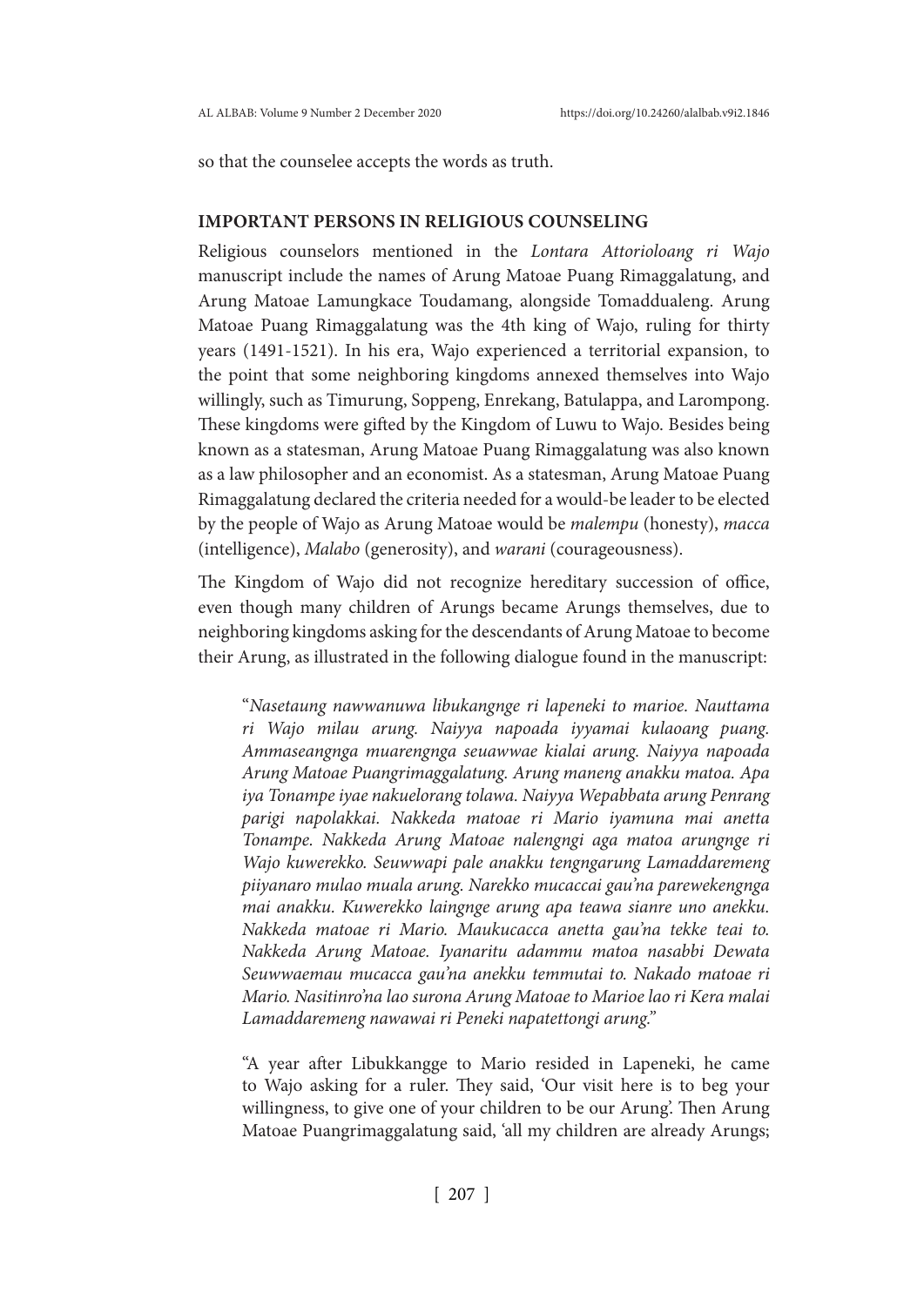so that the counselee accepts the words as truth.

## IMPORTANT PERSONS IN RELIGIOUS COUNSELING

Religious counselors mentioned in the *Lontara Attorioloang ri Wajo* manuscript include the names of Arung Matoae Puang Rimaggalatung, and Arung Matoae Lamungkace Toudamang, alongside Tomaddualeng. Arung Matoae Puang Rimaggalatung was the 4th king of Wajo, ruling for thirty years (1491-1521). In his era, Wajo experienced a territorial expansion, to the point that some neighboring kingdoms annexed themselves into Wajo willingly, such as Timurung, Soppeng, Enrekang, Batulappa, and Larompong. These kingdoms were gifted by the Kingdom of Luwu to Wajo. Besides being known as a statesman, Arung Matoae Puang Rimaggalatung was also known as a law philosopher and an economist. As a statesman, Arung Matoae Puang Rimaggalatung declared the criteria needed for a would-be leader to be elected by the people of Wajo as Arung Matoae would be *malempu* (honesty), *macca* (intelligence), *Malabo* (generosity), and *warani* (courageousness).

The Kingdom of Wajo did not recognize hereditary succession of office, even though many children of Arungs became Arungs themselves, due to neighboring kingdoms asking for the descendants of Arung Matoae to become their Arung, as illustrated in the following dialogue found in the manuscript:

> "*Nasetaung nawwanuwa libukangnge ri lapeneki to marioe. Nauttama ri Wajo milau arung. Naiyya napoada iyyamai kulaoang puang. Ammaseangnga muarengnga seuawwae kialai arung. Naiyya napoada Arung Matoae Puangrimaggalatung. Arung maneng anakku matoa. Apa iya Tonampe iyae nakuelorang tolawa. Naiyya Wepabbata arung Penrang parigi napolakkai. Nakkeda matoae ri Mario iyamuna mai anetta Tonampe. Nakkeda Arung Matoae nalengngi aga matoa arungnge ri Wajo kuwerekko. Seuwwapi pale anakku tengngarung Lamaddaremeng piiyanaro mulao muala arung. Narekko mucaccai gau'na parewekengnga mai anakku. Kuwerekko laingnge arung apa teawa sianre uno anekku. Nakkeda matoae ri Mario. Maukucacca anetta gau'na tekke teai to. Nakkeda Arung Matoae. Iyanaritu adammu matoa nasabbi Dewata Seuwwaemau mucacca gau'na anekku temmutai to. Nakado matoae ri Mario. Nasitinro'na lao surona Arung Matoae to Marioe lao ri Kera malai Lamaddaremeng nawawai ri Peneki napatettongi arung.*"
>
> "A year after Libukkangge to Mario resided in Lapeneki, he came to Wajo asking for a ruler. They said, 'Our visit here is to beg your willingness, to give one of your children to be our Arung'. Then Arung Matoae Puangrimaggalatung said, 'all my children are already Arungs;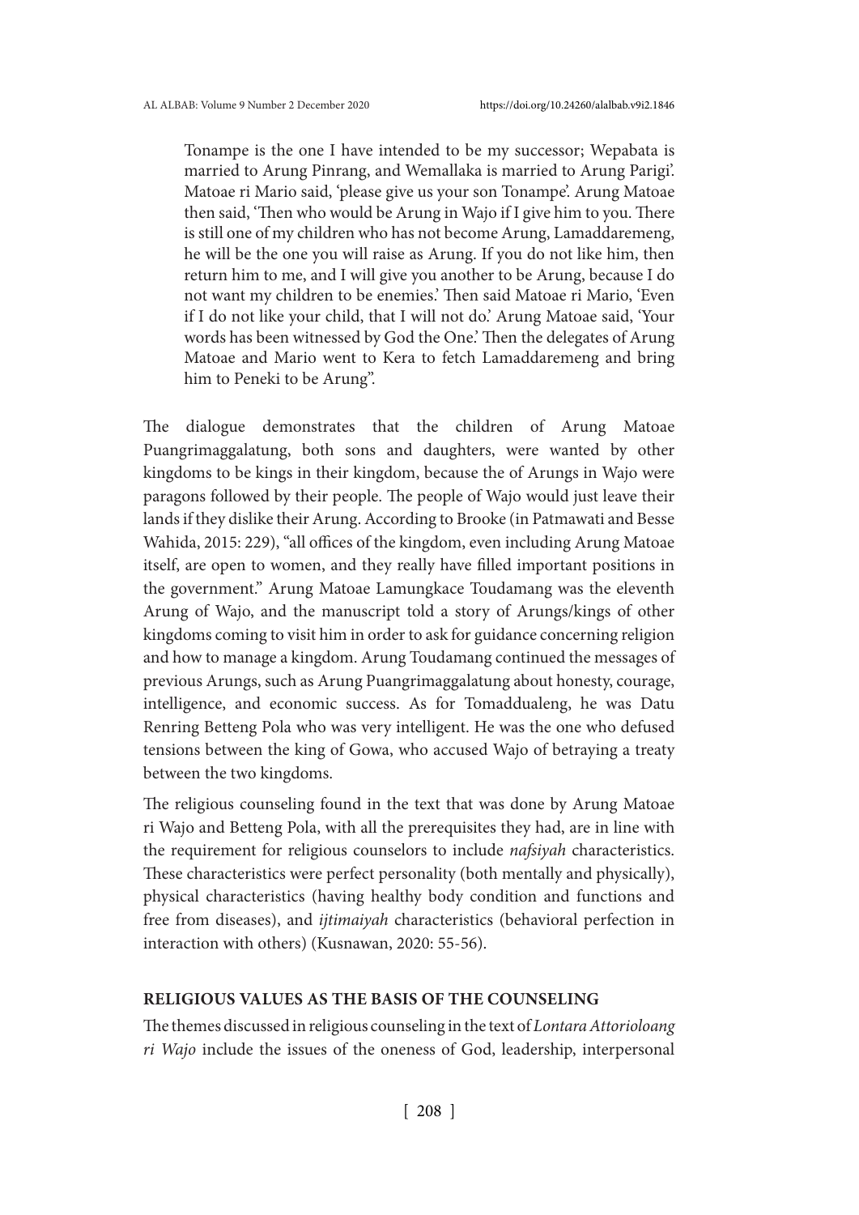> Tonampe is the one I have intended to be my successor; Wepabata is married to Arung Pinrang, and Wemallaka is married to Arung Parigi'. Matoae ri Mario said, 'please give us your son Tonampe'. Arung Matoae then said, 'Then who would be Arung in Wajo if I give him to you. There is still one of my children who has not become Arung, Lamaddaremeng, he will be the one you will raise as Arung. If you do not like him, then return him to me, and I will give you another to be Arung, because I do not want my children to be enemies.' Then said Matoae ri Mario, 'Even if I do not like your child, that I will not do.' Arung Matoae said, 'Your words has been witnessed by God the One.' Then the delegates of Arung Matoae and Mario went to Kera to fetch Lamaddaremeng and bring him to Peneki to be Arung".

The dialogue demonstrates that the children of Arung Matoae Puangrimaggalatung, both sons and daughters, were wanted by other kingdoms to be kings in their kingdom, because the of Arungs in Wajo were paragons followed by their people. The people of Wajo would just leave their lands if they dislike their Arung. According to Brooke (in Patmawati and Besse Wahida, 2015: 229), "all offices of the kingdom, even including Arung Matoae itself, are open to women, and they really have filled important positions in the government." Arung Matoae Lamungkace Toudamang was the eleventh Arung of Wajo, and the manuscript told a story of Arungs/kings of other kingdoms coming to visit him in order to ask for guidance concerning religion and how to manage a kingdom. Arung Toudamang continued the messages of previous Arungs, such as Arung Puangrimaggalatung about honesty, courage, intelligence, and economic success. As for Tomaddualeng, he was Datu Renring Betteng Pola who was very intelligent. He was the one who defused tensions between the king of Gowa, who accused Wajo of betraying a treaty between the two kingdoms.

The religious counseling found in the text that was done by Arung Matoae ri Wajo and Betteng Pola, with all the prerequisites they had, are in line with the requirement for religious counselors to include *nafsiyah* characteristics. These characteristics were perfect personality (both mentally and physically), physical characteristics (having healthy body condition and functions and free from diseases), and *ijtimaiyah* characteristics (behavioral perfection in interaction with others) (Kusnawan, 2020: 55-56).

## RELIGIOUS VALUES AS THE BASIS OF THE COUNSELING

The themes discussed in religious counseling in the text of *Lontara Attorioloang ri Wajo* include the issues of the oneness of God, leadership, interpersonal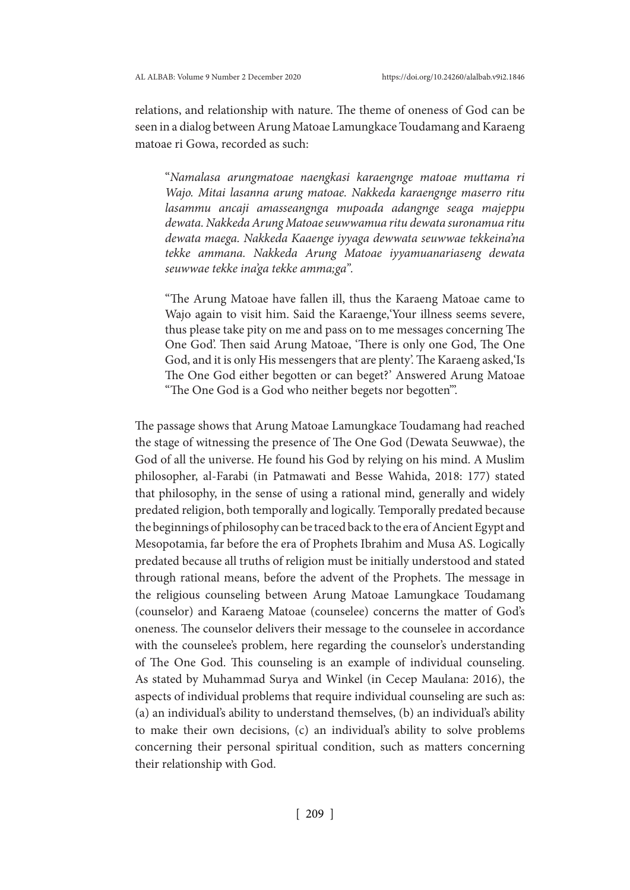relations, and relationship with nature. The theme of oneness of God can be seen in a dialog between Arung Matoae Lamungkace Toudamang and Karaeng matoae ri Gowa, recorded as such:

> "*Namalasa arungmatoae naengkasi karaengnge matoae muttama ri Wajo. Mitai lasanna arung matoae. Nakkeda karaengnge maserro ritu lasammu ancaji amasseangnga mupoada adangnge seaga majeppu dewata. Nakkeda Arung Matoae seuwwamua ritu dewata suronamua ritu dewata maega. Nakkeda Kaaenge iyyaga dewwata seuwwae tekkeina'na tekke ammana. Nakkeda Arung Matoae iyyamuanariaseng dewata seuwwae tekke ina'ga tekke amma;ga*".

> "The Arung Matoae have fallen ill, thus the Karaeng Matoae came to Wajo again to visit him. Said the Karaenge,'Your illness seems severe, thus please take pity on me and pass on to me messages concerning The One God'. Then said Arung Matoae, 'There is only one God, The One God, and it is only His messengers that are plenty'. The Karaeng asked,'Is The One God either begotten or can beget?' Answered Arung Matoae "The One God is a God who neither begets nor begotten"'.

The passage shows that Arung Matoae Lamungkace Toudamang had reached the stage of witnessing the presence of The One God (Dewata Seuwwae), the God of all the universe. He found his God by relying on his mind. A Muslim philosopher, al-Farabi (in Patmawati and Besse Wahida, 2018: 177) stated that philosophy, in the sense of using a rational mind, generally and widely predated religion, both temporally and logically. Temporally predated because the beginnings of philosophy can be traced back to the era of Ancient Egypt and Mesopotamia, far before the era of Prophets Ibrahim and Musa AS. Logically predated because all truths of religion must be initially understood and stated through rational means, before the advent of the Prophets. The message in the religious counseling between Arung Matoae Lamungkace Toudamang (counselor) and Karaeng Matoae (counselee) concerns the matter of God's oneness. The counselor delivers their message to the counselee in accordance with the counselee's problem, here regarding the counselor's understanding of The One God. This counseling is an example of individual counseling. As stated by Muhammad Surya and Winkel (in Cecep Maulana: 2016), the aspects of individual problems that require individual counseling are such as: (a) an individual's ability to understand themselves, (b) an individual's ability to make their own decisions, (c) an individual's ability to solve problems concerning their personal spiritual condition, such as matters concerning their relationship with God.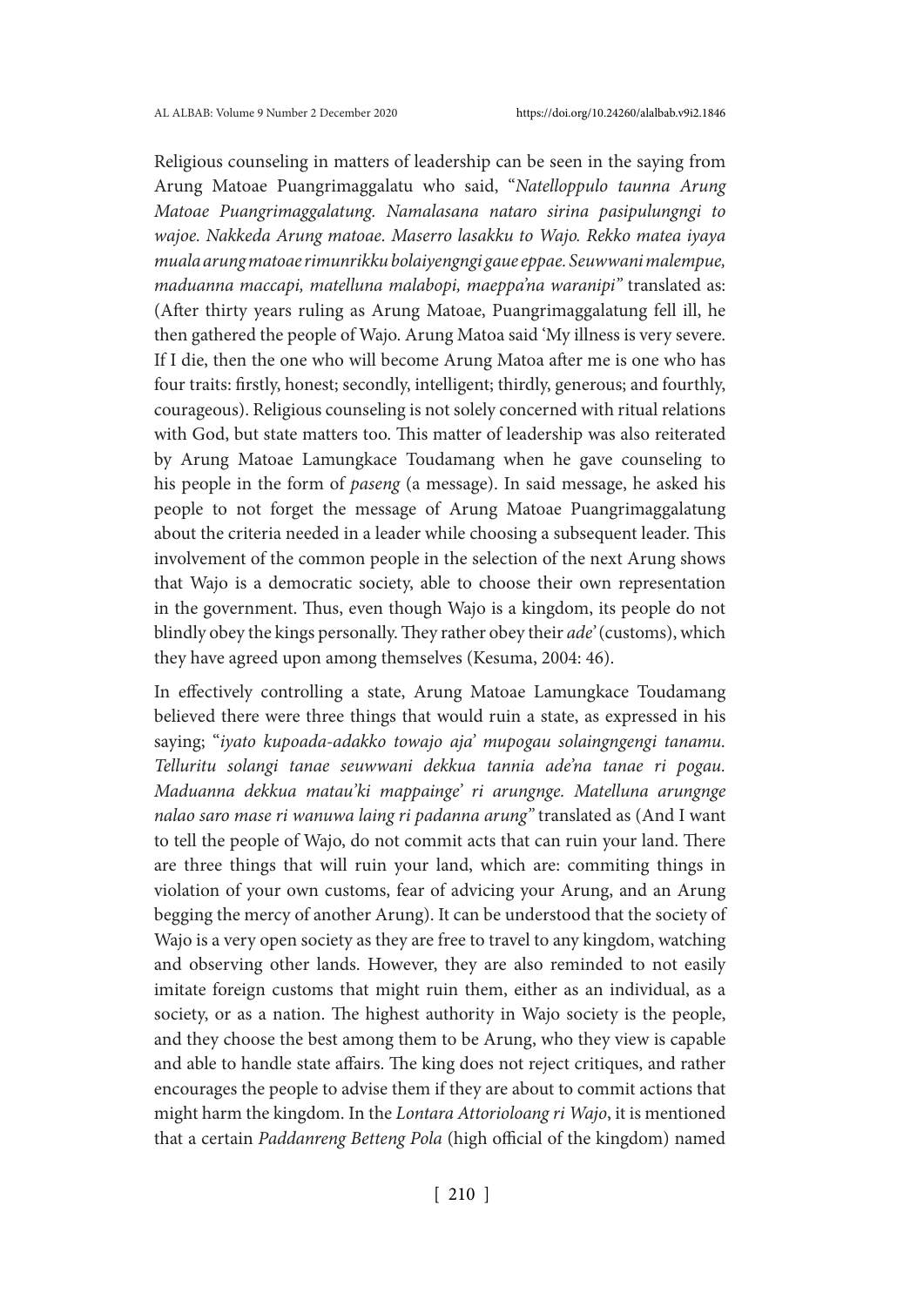Religious counseling in matters of leadership can be seen in the saying from Arung Matoae Puangrimaggalatu who said, "*Natelloppulo taunna Arung Matoae Puangrimaggalatung. Namalasana nataro sirina pasipulungngi to wajoe. Nakkeda Arung matoae. Maserro lasakku to Wajo. Rekko matea iyaya muala arung matoae rimunrikku bolaiyengngi gaue eppae. Seuwwani malempue, maduanna maccapi, matelluna malabopi, maeppa'na waranipi*" translated as: (After thirty years ruling as Arung Matoae, Puangrimaggalatung fell ill, he then gathered the people of Wajo. Arung Matoa said 'My illness is very severe. If I die, then the one who will become Arung Matoa after me is one who has four traits: firstly, honest; secondly, intelligent; thirdly, generous; and fourthly, courageous). Religious counseling is not solely concerned with ritual relations with God, but state matters too. This matter of leadership was also reiterated by Arung Matoae Lamungkace Toudamang when he gave counseling to his people in the form of *paseng* (a message). In said message, he asked his people to not forget the message of Arung Matoae Puangrimaggalatung about the criteria needed in a leader while choosing a subsequent leader. This involvement of the common people in the selection of the next Arung shows that Wajo is a democratic society, able to choose their own representation in the government. Thus, even though Wajo is a kingdom, its people do not blindly obey the kings personally. They rather obey their *ade'* (customs), which they have agreed upon among themselves (Kesuma, 2004: 46).

In effectively controlling a state, Arung Matoae Lamungkace Toudamang believed there were three things that would ruin a state, as expressed in his saying; "*iyato kupoada-adakko towajo aja' mupogau solaingngengi tanamu. Telluritu solangi tanae seuwwani dekkua tannia ade'na tanae ri pogau. Maduanna dekkua matau'ki mappainge' ri arungnge. Matelluna arungnge nalao saro mase ri wanuwa laing ri padanna arung*" translated as (And I want to tell the people of Wajo, do not commit acts that can ruin your land. There are three things that will ruin your land, which are: commiting things in violation of your own customs, fear of advicing your Arung, and an Arung begging the mercy of another Arung). It can be understood that the society of Wajo is a very open society as they are free to travel to any kingdom, watching and observing other lands. However, they are also reminded to not easily imitate foreign customs that might ruin them, either as an individual, as a society, or as a nation. The highest authority in Wajo society is the people, and they choose the best among them to be Arung, who they view is capable and able to handle state affairs. The king does not reject critiques, and rather encourages the people to advise them if they are about to commit actions that might harm the kingdom. In the *Lontara Attorioloang ri Wajo*, it is mentioned that a certain *Paddanreng Betteng Pola* (high official of the kingdom) named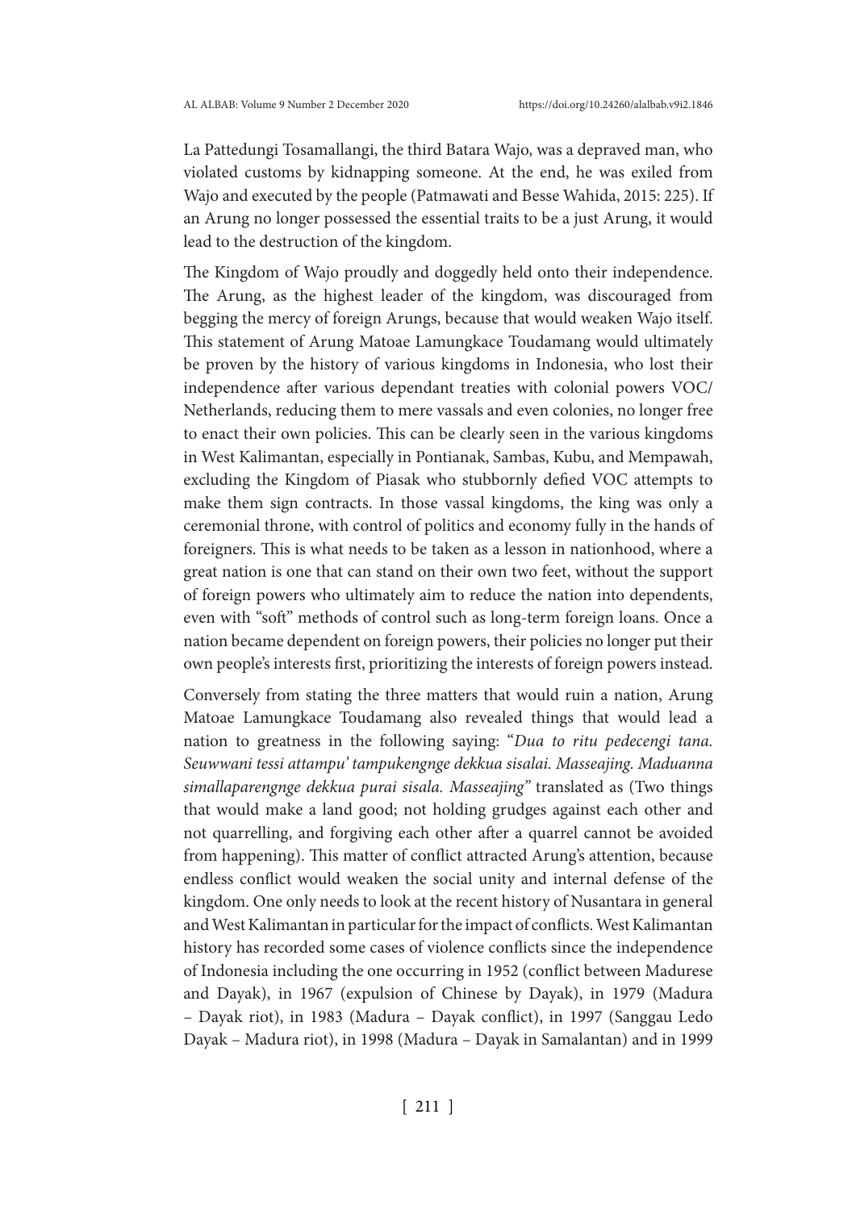La Pattedungi Tosamallangi, the third Batara Wajo, was a depraved man, who violated customs by kidnapping someone. At the end, he was exiled from Wajo and executed by the people (Patmawati and Besse Wahida, 2015: 225). If an Arung no longer possessed the essential traits to be a just Arung, it would lead to the destruction of the kingdom.

The Kingdom of Wajo proudly and doggedly held onto their independence. The Arung, as the highest leader of the kingdom, was discouraged from begging the mercy of foreign Arungs, because that would weaken Wajo itself. This statement of Arung Matoae Lamungkace Toudamang would ultimately be proven by the history of various kingdoms in Indonesia, who lost their independence after various dependant treaties with colonial powers VOC/Netherlands, reducing them to mere vassals and even colonies, no longer free to enact their own policies. This can be clearly seen in the various kingdoms in West Kalimantan, especially in Pontianak, Sambas, Kubu, and Mempawah, excluding the Kingdom of Piasak who stubbornly defied VOC attempts to make them sign contracts. In those vassal kingdoms, the king was only a ceremonial throne, with control of politics and economy fully in the hands of foreigners. This is what needs to be taken as a lesson in nationhood, where a great nation is one that can stand on their own two feet, without the support of foreign powers who ultimately aim to reduce the nation into dependents, even with "soft" methods of control such as long-term foreign loans. Once a nation became dependent on foreign powers, their policies no longer put their own people's interests first, prioritizing the interests of foreign powers instead.

Conversely from stating the three matters that would ruin a nation, Arung Matoae Lamungkace Toudamang also revealed things that would lead a nation to greatness in the following saying: "*Dua to ritu pedecengi tana. Seuwwani tessi attampu' tampukengnge dekkua sisalai. Masseajing. Maduanna simallaparengnge dekkua purai sisala. Masseajing*" translated as (Two things that would make a land good; not holding grudges against each other and not quarrelling, and forgiving each other after a quarrel cannot be avoided from happening). This matter of conflict attracted Arung's attention, because endless conflict would weaken the social unity and internal defense of the kingdom. One only needs to look at the recent history of Nusantara in general and West Kalimantan in particular for the impact of conflicts. West Kalimantan history has recorded some cases of violence conflicts since the independence of Indonesia including the one occurring in 1952 (conflict between Madurese and Dayak), in 1967 (expulsion of Chinese by Dayak), in 1979 (Madura – Dayak riot), in 1983 (Madura – Dayak conflict), in 1997 (Sanggau Ledo Dayak – Madura riot), in 1998 (Madura – Dayak in Samalantan) and in 1999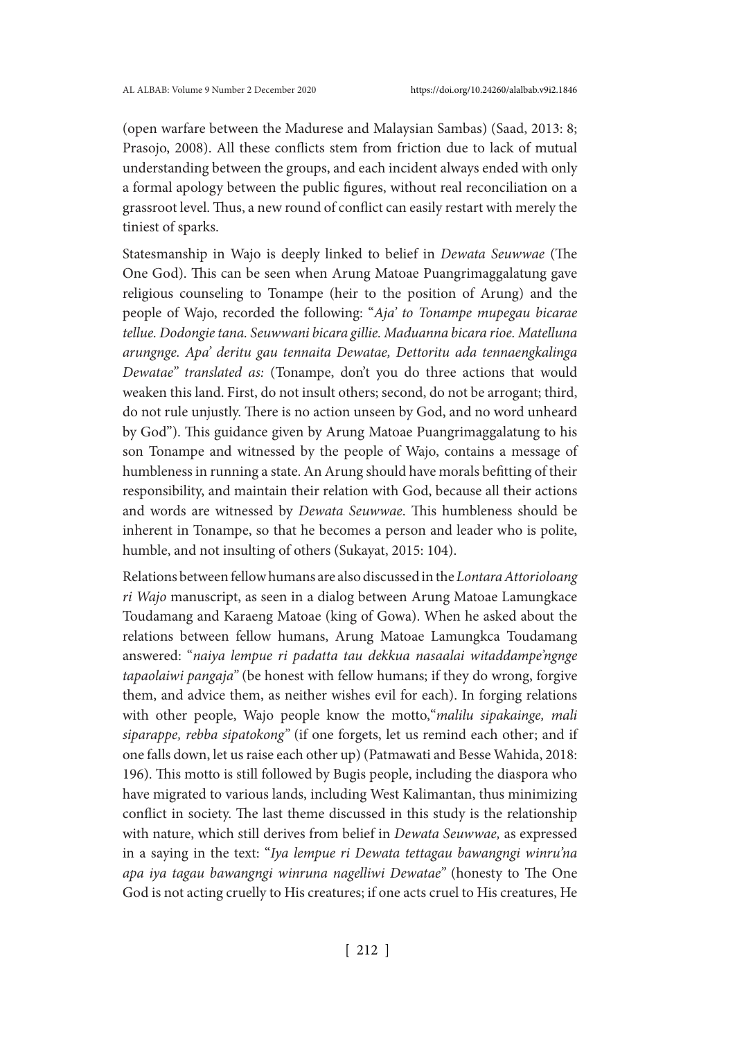(open warfare between the Madurese and Malaysian Sambas) (Saad, 2013: 8; Prasojo, 2008). All these conflicts stem from friction due to lack of mutual understanding between the groups, and each incident always ended with only a formal apology between the public figures, without real reconciliation on a grassroot level. Thus, a new round of conflict can easily restart with merely the tiniest of sparks.

Statesmanship in Wajo is deeply linked to belief in *Dewata Seuwwae* (The One God). This can be seen when Arung Matoae Puangrimaggalatung gave religious counseling to Tonampe (heir to the position of Arung) and the people of Wajo, recorded the following: "*Aja' to Tonampe mupegau bicarae tellue. Dodongie tana. Seuwwani bicara gillie. Maduanna bicara rioe. Matelluna arungnge. Apa' deritu gau tennaita Dewatae, Dettoritu ada tennaengkalinga Dewatae*" *translated as:* (Tonampe, don't you do three actions that would weaken this land. First, do not insult others; second, do not be arrogant; third, do not rule unjustly. There is no action unseen by God, and no word unheard by God"). This guidance given by Arung Matoae Puangrimaggalatung to his son Tonampe and witnessed by the people of Wajo, contains a message of humbleness in running a state. An Arung should have morals befitting of their responsibility, and maintain their relation with God, because all their actions and words are witnessed by *Dewata Seuwwae*. This humbleness should be inherent in Tonampe, so that he becomes a person and leader who is polite, humble, and not insulting of others (Sukayat, 2015: 104).

Relations between fellow humans are also discussed in the *Lontara Attorioloang ri Wajo* manuscript, as seen in a dialog between Arung Matoae Lamungkace Toudamang and Karaeng Matoae (king of Gowa). When he asked about the relations between fellow humans, Arung Matoae Lamungkca Toudamang answered: "*naiya lempue ri padatta tau dekkua nasaalai witaddampe'ngnge tapaolaiwi pangaja*" (be honest with fellow humans; if they do wrong, forgive them, and advice them, as neither wishes evil for each). In forging relations with other people, Wajo people know the motto,"*malilu sipakainge, mali siparappe, rebba sipatokong*" (if one forgets, let us remind each other; and if one falls down, let us raise each other up) (Patmawati and Besse Wahida, 2018: 196). This motto is still followed by Bugis people, including the diaspora who have migrated to various lands, including West Kalimantan, thus minimizing conflict in society. The last theme discussed in this study is the relationship with nature, which still derives from belief in *Dewata Seuwwae,* as expressed in a saying in the text: "*Iya lempue ri Dewata tettagau bawangngi winru'na apa iya tagau bawangngi winruna nagelliwi Dewatae*" (honesty to The One God is not acting cruelly to His creatures; if one acts cruel to His creatures, He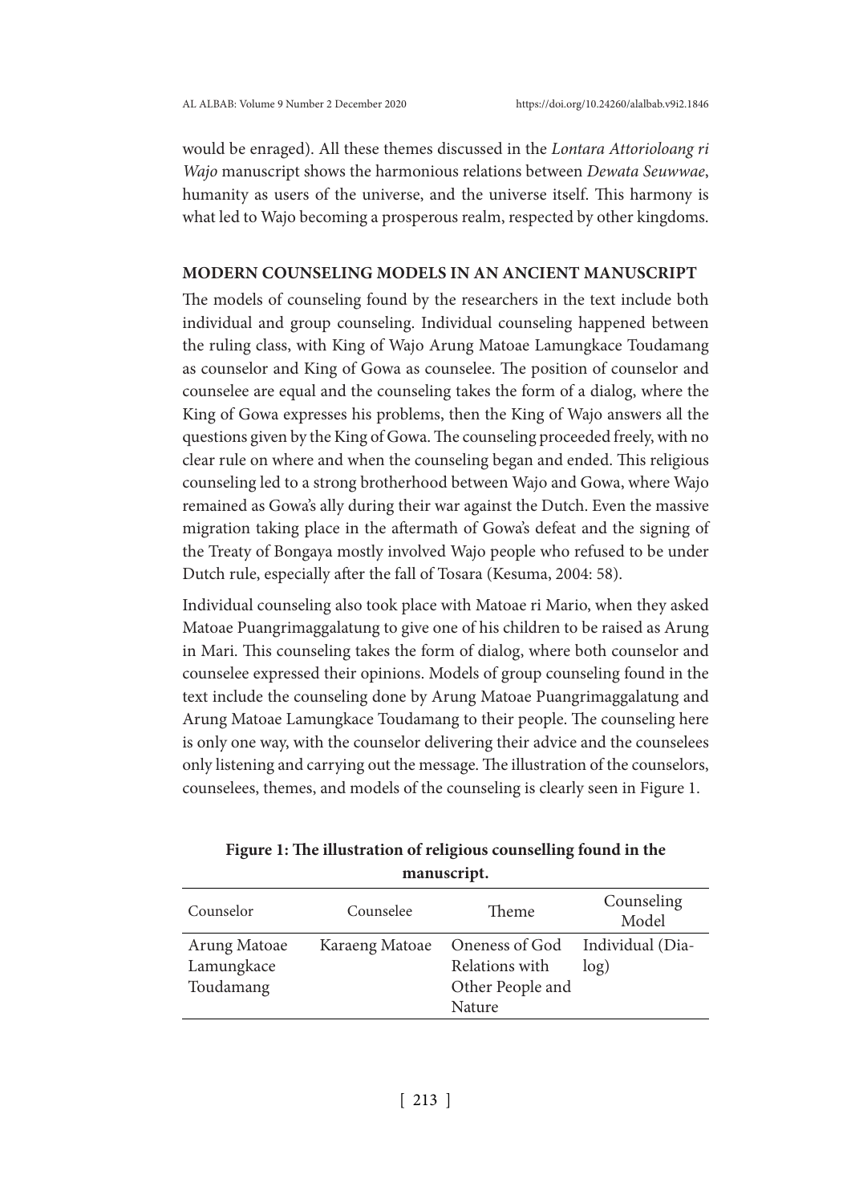would be enraged). All these themes discussed in the *Lontara Attorioloang ri Wajo* manuscript shows the harmonious relations between *Dewata Seuwwae*, humanity as users of the universe, and the universe itself. This harmony is what led to Wajo becoming a prosperous realm, respected by other kingdoms.

## MODERN COUNSELING MODELS IN AN ANCIENT MANUSCRIPT

The models of counseling found by the researchers in the text include both individual and group counseling. Individual counseling happened between the ruling class, with King of Wajo Arung Matoae Lamungkace Toudamang as counselor and King of Gowa as counselee. The position of counselor and counselee are equal and the counseling takes the form of a dialog, where the King of Gowa expresses his problems, then the King of Wajo answers all the questions given by the King of Gowa. The counseling proceeded freely, with no clear rule on where and when the counseling began and ended. This religious counseling led to a strong brotherhood between Wajo and Gowa, where Wajo remained as Gowa's ally during their war against the Dutch. Even the massive migration taking place in the aftermath of Gowa's defeat and the signing of the Treaty of Bongaya mostly involved Wajo people who refused to be under Dutch rule, especially after the fall of Tosara (Kesuma, 2004: 58).

Individual counseling also took place with Matoae ri Mario, when they asked Matoae Puangrimaggalatung to give one of his children to be raised as Arung in Mari. This counseling takes the form of dialog, where both counselor and counselee expressed their opinions. Models of group counseling found in the text include the counseling done by Arung Matoae Puangrimaggalatung and Arung Matoae Lamungkace Toudamang to their people. The counseling here is only one way, with the counselor delivering their advice and the counselees only listening and carrying out the message. The illustration of the counselors, counselees, themes, and models of the counseling is clearly seen in Figure 1.

**Figure 1: The illustration of religious counselling found in the manuscript.**

| Counselor | Counselee | Theme | Counseling Model |
|---|---|---|---|
| Arung Matoae Lamungkace Toudamang | Karaeng Matoae | Oneness of God Relations with Other People and Nature | Individual (Dialog) |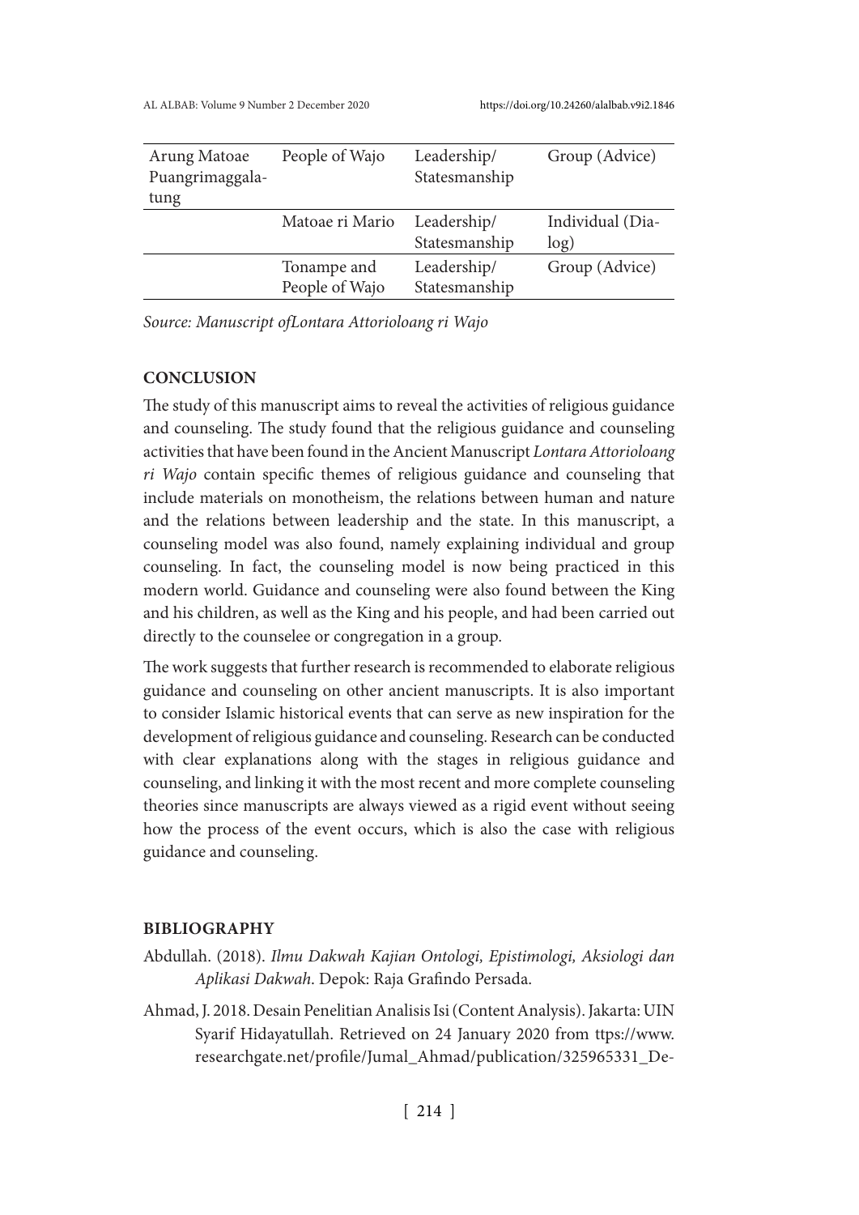| Arung Matoae Puangrimaggalatung | People of Wajo | Leadership/ Statesmanship | Group (Advice) |
|---|---|---|---|
| | Matoae ri Mario | Leadership/ Statesmanship | Individual (Dialog) |
| | Tonampe and People of Wajo | Leadership/ Statesmanship | Group (Advice) |

*Source: Manuscript ofLontara Attorioloang ri Wajo*

## CONCLUSION

The study of this manuscript aims to reveal the activities of religious guidance and counseling. The study found that the religious guidance and counseling activities that have been found in the Ancient Manuscript *Lontara Attorioloang ri Wajo* contain specific themes of religious guidance and counseling that include materials on monotheism, the relations between human and nature and the relations between leadership and the state. In this manuscript, a counseling model was also found, namely explaining individual and group counseling. In fact, the counseling model is now being practiced in this modern world. Guidance and counseling were also found between the King and his children, as well as the King and his people, and had been carried out directly to the counselee or congregation in a group.

The work suggests that further research is recommended to elaborate religious guidance and counseling on other ancient manuscripts. It is also important to consider Islamic historical events that can serve as new inspiration for the development of religious guidance and counseling. Research can be conducted with clear explanations along with the stages in religious guidance and counseling, and linking it with the most recent and more complete counseling theories since manuscripts are always viewed as a rigid event without seeing how the process of the event occurs, which is also the case with religious guidance and counseling.

## BIBLIOGRAPHY

Abdullah. (2018). *Ilmu Dakwah Kajian Ontologi, Epistimologi, Aksiologi dan Aplikasi Dakwah*. Depok: Raja Grafindo Persada.

Ahmad, J. 2018. Desain Penelitian Analisis Isi (Content Analysis). Jakarta: UIN Syarif Hidayatullah. Retrieved on 24 January 2020 from ttps://www.researchgate.net/profile/Jumal_Ahmad/publication/325965331_De-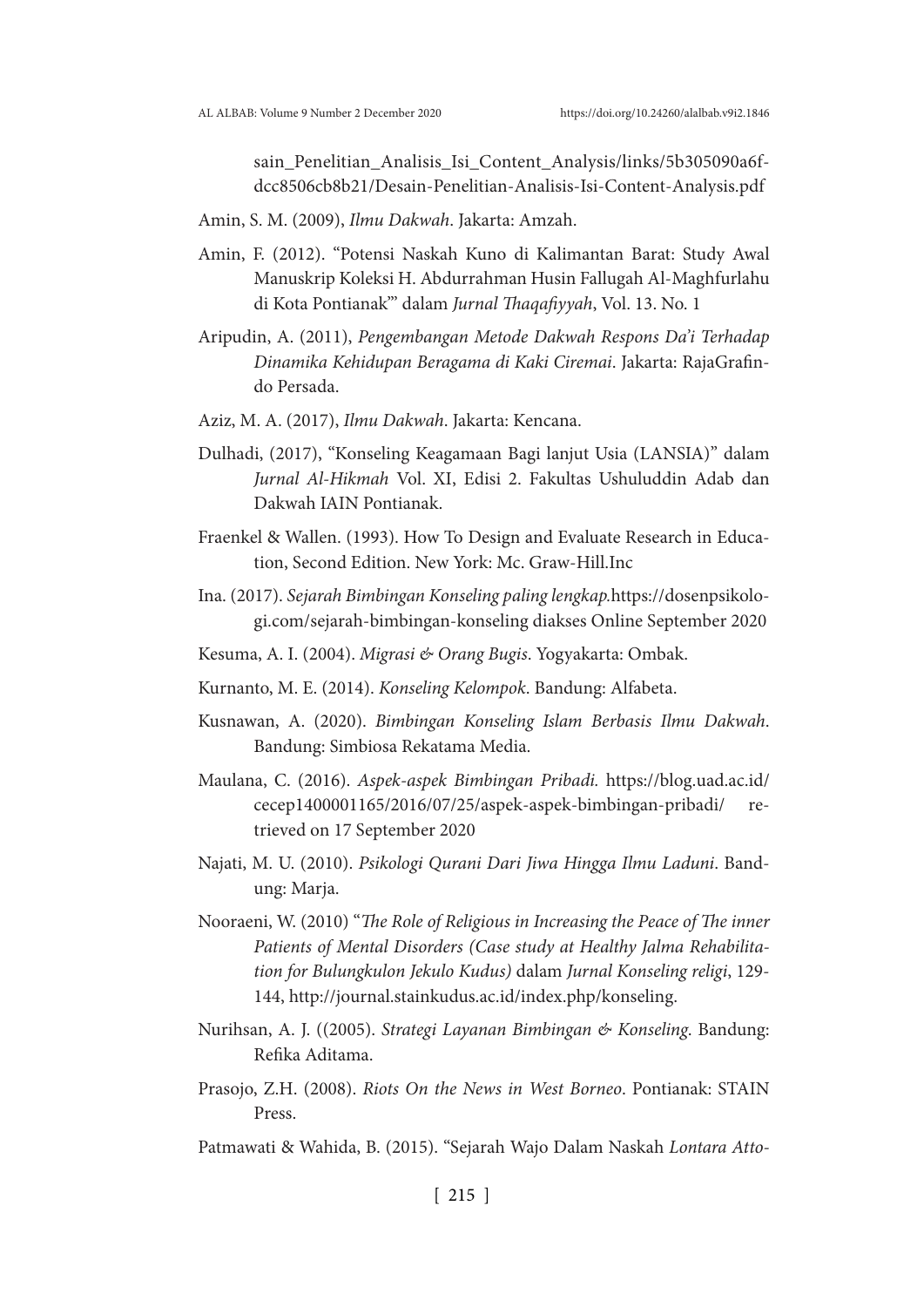sain_Penelitian_Analisis_Isi_Content_Analysis/links/5b305090a6fdcc8506cb8b21/Desain-Penelitian-Analisis-Isi-Content-Analysis.pdf

Amin, S. M. (2009), *Ilmu Dakwah*. Jakarta: Amzah.

Amin, F. (2012). "Potensi Naskah Kuno di Kalimantan Barat: Study Awal Manuskrip Koleksi H. Abdurrahman Husin Fallugah Al-Maghfurlahu di Kota Pontianak"' dalam *Jurnal Thaqafiyyah*, Vol. 13. No. 1

Aripudin, A. (2011), *Pengembangan Metode Dakwah Respons Da'i Terhadap Dinamika Kehidupan Beragama di Kaki Ciremai*. Jakarta: RajaGrafindo Persada.

Aziz, M. A. (2017), *Ilmu Dakwah*. Jakarta: Kencana.

Dulhadi, (2017), "Konseling Keagamaan Bagi lanjut Usia (LANSIA)" dalam *Jurnal Al-Hikmah* Vol. XI, Edisi 2. Fakultas Ushuluddin Adab dan Dakwah IAIN Pontianak.

Fraenkel & Wallen. (1993). How To Design and Evaluate Research in Education, Second Edition. New York: Mc. Graw-Hill.Inc

Ina. (2017). *Sejarah Bimbingan Konseling paling lengkap.*https://dosenpsikologi.com/sejarah-bimbingan-konseling diakses Online September 2020

Kesuma, A. I. (2004). *Migrasi & Orang Bugis*. Yogyakarta: Ombak.

Kurnanto, M. E. (2014). *Konseling Kelompok*. Bandung: Alfabeta.

Kusnawan, A. (2020). *Bimbingan Konseling Islam Berbasis Ilmu Dakwah*. Bandung: Simbiosa Rekatama Media.

Maulana, C. (2016). *Aspek-aspek Bimbingan Pribadi.* https://blog.uad.ac.id/cecep1400001165/2016/07/25/aspek-aspek-bimbingan-pribadi/ retrieved on 17 September 2020

Najati, M. U. (2010). *Psikologi Qurani Dari Jiwa Hingga Ilmu Laduni*. Bandung: Marja.

Nooraeni, W. (2010) "*The Role of Religious in Increasing the Peace of The inner Patients of Mental Disorders (Case study at Healthy Jalma Rehabilitation for Bulungkulon Jekulo Kudus)* dalam *Jurnal Konseling religi*, 129-144, http://journal.stainkudus.ac.id/index.php/konseling.

Nurihsan, A. J. ((2005). *Strategi Layanan Bimbingan & Konseling*. Bandung: Refika Aditama.

Prasojo, Z.H. (2008). *Riots On the News in West Borneo*. Pontianak: STAIN Press.

Patmawati & Wahida, B. (2015). "Sejarah Wajo Dalam Naskah *Lontara Atto-*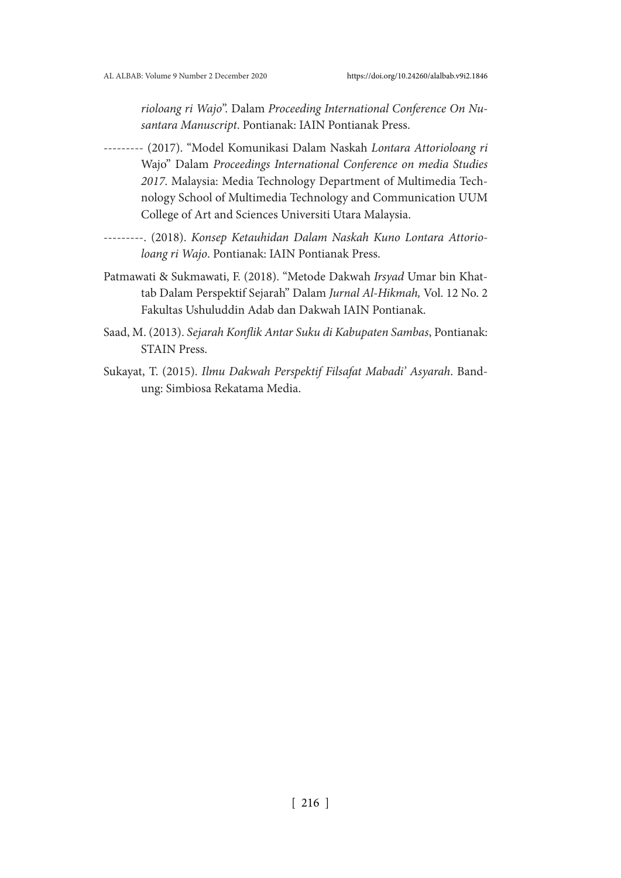*rioloang ri Wajo*". Dalam *Proceeding International Conference On Nusantara Manuscript*. Pontianak: IAIN Pontianak Press.

--------- (2017). "Model Komunikasi Dalam Naskah *Lontara Attorioloang ri* Wajo" Dalam *Proceedings International Conference on media Studies 2017*. Malaysia: Media Technology Department of Multimedia Technology School of Multimedia Technology and Communication UUM College of Art and Sciences Universiti Utara Malaysia.

---------. (2018). *Konsep Ketauhidan Dalam Naskah Kuno Lontara Attorioloang ri Wajo*. Pontianak: IAIN Pontianak Press.

Patmawati & Sukmawati, F. (2018). "Metode Dakwah *Irsyad* Umar bin Khattab Dalam Perspektif Sejarah" Dalam *Jurnal Al-Hikmah,* Vol. 12 No. 2 Fakultas Ushuluddin Adab dan Dakwah IAIN Pontianak.

Saad, M. (2013). *Sejarah Konflik Antar Suku di Kabupaten Sambas*, Pontianak: STAIN Press.

Sukayat, T. (2015). *Ilmu Dakwah Perspektif Filsafat Mabadi' Asyarah*. Bandung: Simbiosa Rekatama Media.